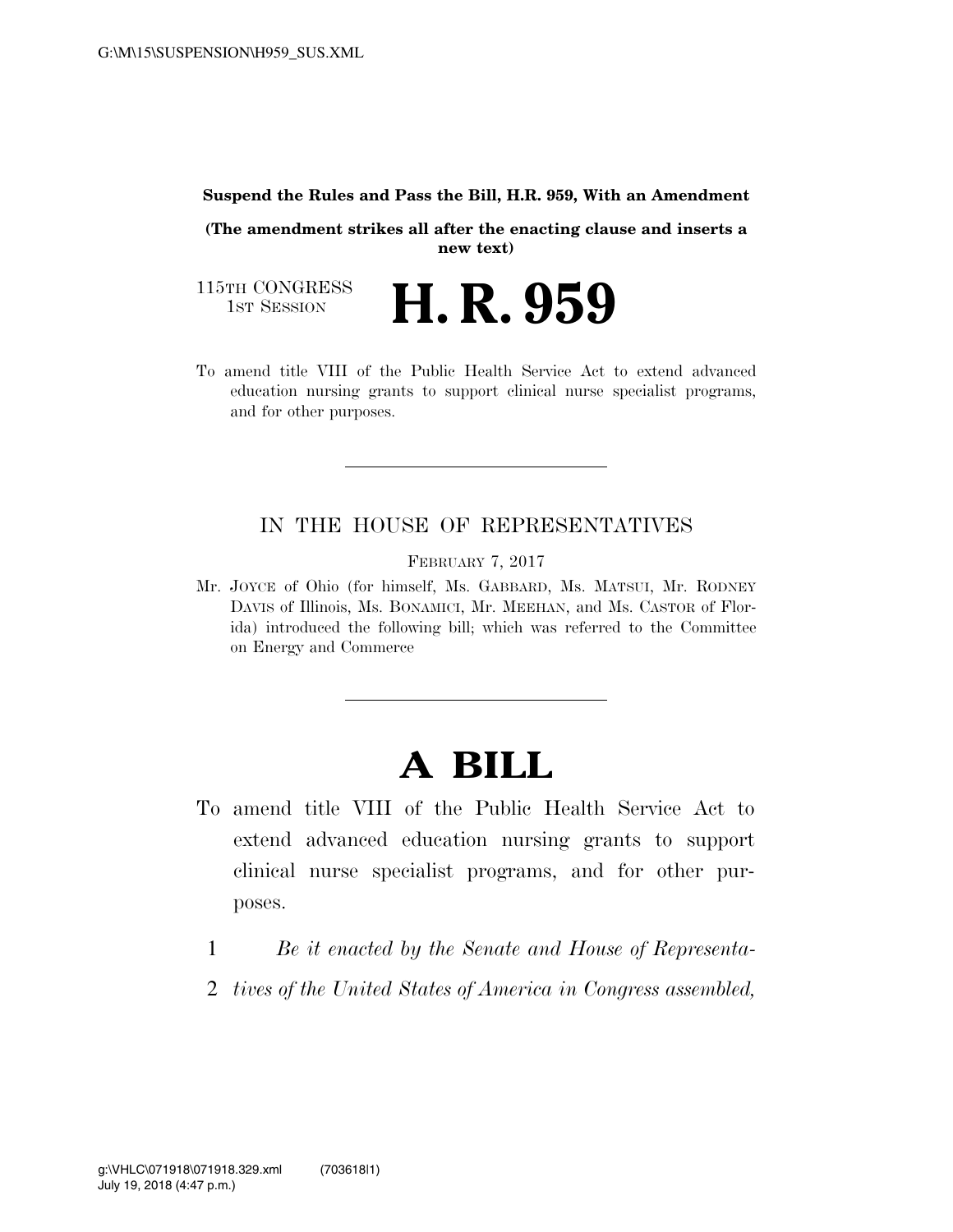**Suspend the Rules and Pass the Bill, H.R. 959, With an Amendment**

**(The amendment strikes all after the enacting clause and inserts a new text)**

115TH CONGRESS
1ST SESSION

# H. R. 959

To amend title VIII of the Public Health Service Act to extend advanced education nursing grants to support clinical nurse specialist programs, and for other purposes.

IN THE HOUSE OF REPRESENTATIVES

FEBRUARY 7, 2017

Mr. JOYCE of Ohio (for himself, Ms. GABBARD, Ms. MATSUI, Mr. RODNEY DAVIS of Illinois, Ms. BONAMICI, Mr. MEEHAN, and Ms. CASTOR of Florida) introduced the following bill; which was referred to the Committee on Energy and Commerce

# A BILL

To amend title VIII of the Public Health Service Act to extend advanced education nursing grants to support clinical nurse specialist programs, and for other purposes.

1 *Be it enacted by the Senate and House of Representa-*
2 *tives of the United States of America in Congress assembled,*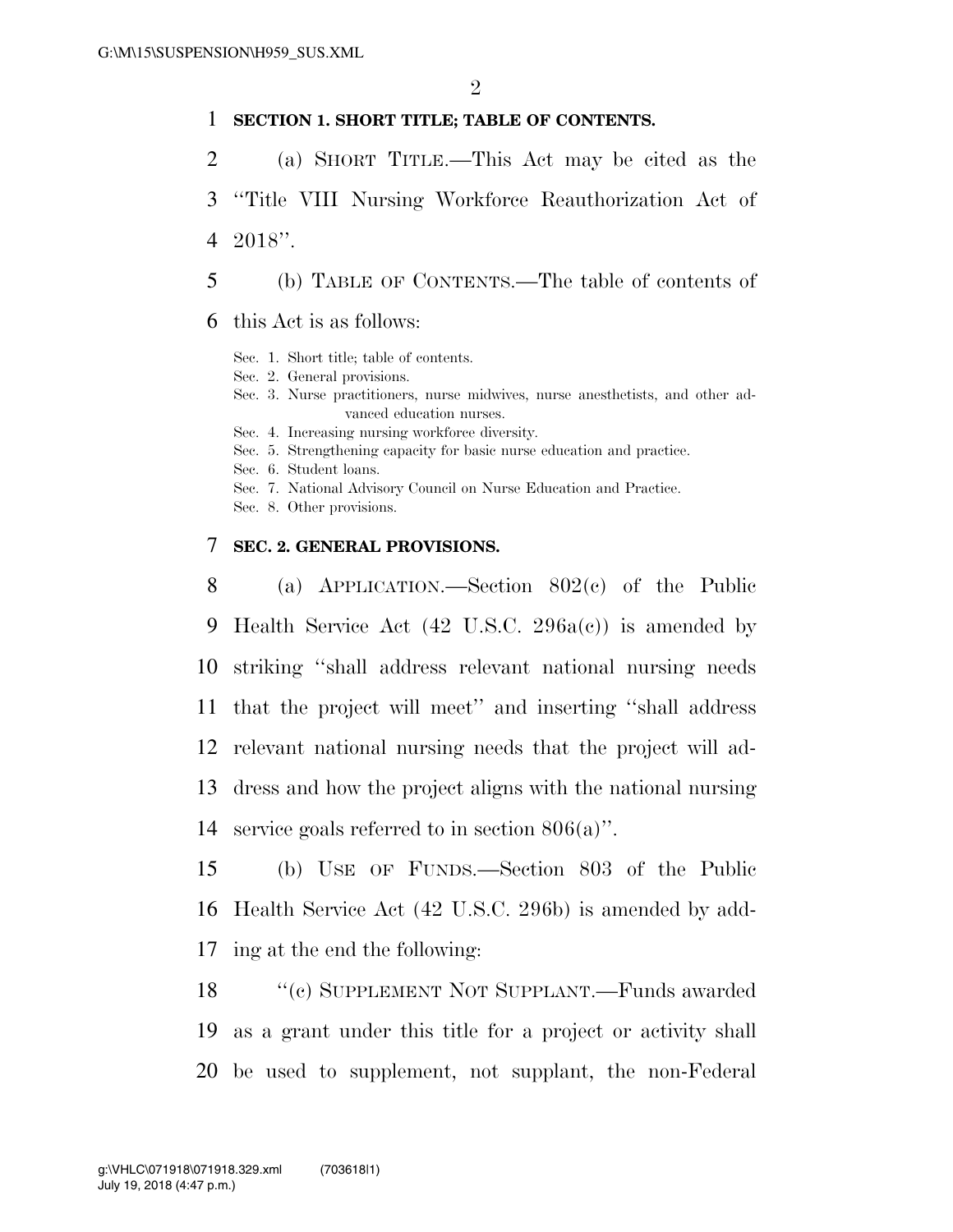**SECTION 1. SHORT TITLE; TABLE OF CONTENTS.**

(a) SHORT TITLE.—This Act may be cited as the "Title VIII Nursing Workforce Reauthorization Act of 2018".

(b) TABLE OF CONTENTS.—The table of contents of this Act is as follows:

Sec. 1. Short title; table of contents.
Sec. 2. General provisions.
Sec. 3. Nurse practitioners, nurse midwives, nurse anesthetists, and other advanced education nurses.
Sec. 4. Increasing nursing workforce diversity.
Sec. 5. Strengthening capacity for basic nurse education and practice.
Sec. 6. Student loans.
Sec. 7. National Advisory Council on Nurse Education and Practice.
Sec. 8. Other provisions.

**SEC. 2. GENERAL PROVISIONS.**

(a) APPLICATION.—Section 802(c) of the Public Health Service Act (42 U.S.C. 296a(c)) is amended by striking "shall address relevant national nursing needs that the project will meet" and inserting "shall address relevant national nursing needs that the project will address and how the project aligns with the national nursing service goals referred to in section 806(a)".

(b) USE OF FUNDS.—Section 803 of the Public Health Service Act (42 U.S.C. 296b) is amended by adding at the end the following:

"(c) SUPPLEMENT NOT SUPPLANT.—Funds awarded as a grant under this title for a project or activity shall be used to supplement, not supplant, the non-Federal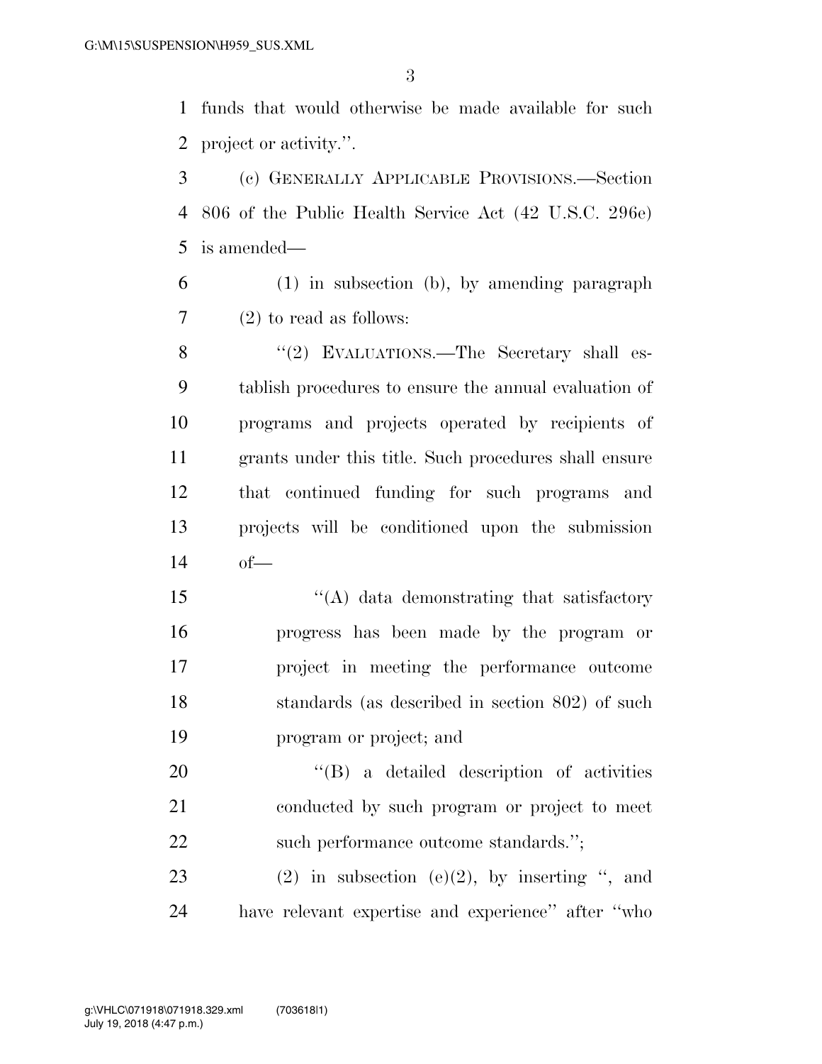funds that would otherwise be made available for such project or activity.''.

(c) GENERALLY APPLICABLE PROVISIONS.—Section 806 of the Public Health Service Act (42 U.S.C. 296e) is amended—

(1) in subsection (b), by amending paragraph (2) to read as follows:

''(2) EVALUATIONS.—The Secretary shall establish procedures to ensure the annual evaluation of programs and projects operated by recipients of grants under this title. Such procedures shall ensure that continued funding for such programs and projects will be conditioned upon the submission of—

''(A) data demonstrating that satisfactory progress has been made by the program or project in meeting the performance outcome standards (as described in section 802) of such program or project; and

''(B) a detailed description of activities conducted by such program or project to meet such performance outcome standards.'';

(2) in subsection (e)(2), by inserting '', and have relevant expertise and experience'' after ''who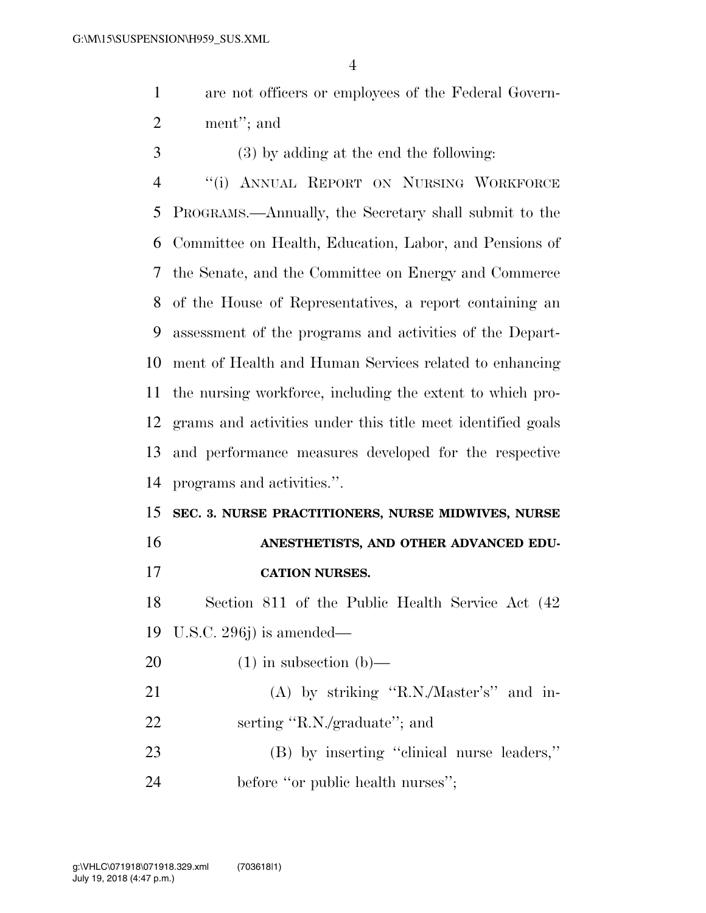are not officers or employees of the Federal Government''; and

(3) by adding at the end the following:

''(i) ANNUAL REPORT ON NURSING WORKFORCE PROGRAMS.—Annually, the Secretary shall submit to the Committee on Health, Education, Labor, and Pensions of the Senate, and the Committee on Energy and Commerce of the House of Representatives, a report containing an assessment of the programs and activities of the Department of Health and Human Services related to enhancing the nursing workforce, including the extent to which programs and activities under this title meet identified goals and performance measures developed for the respective programs and activities.''.

**SEC. 3. NURSE PRACTITIONERS, NURSE MIDWIVES, NURSE ANESTHETISTS, AND OTHER ADVANCED EDUCATION NURSES.**

Section 811 of the Public Health Service Act (42 U.S.C. 296j) is amended—

(1) in subsection (b)—

(A) by striking ''R.N./Master's'' and inserting ''R.N./graduate''; and

(B) by inserting ''clinical nurse leaders,'' before ''or public health nurses'';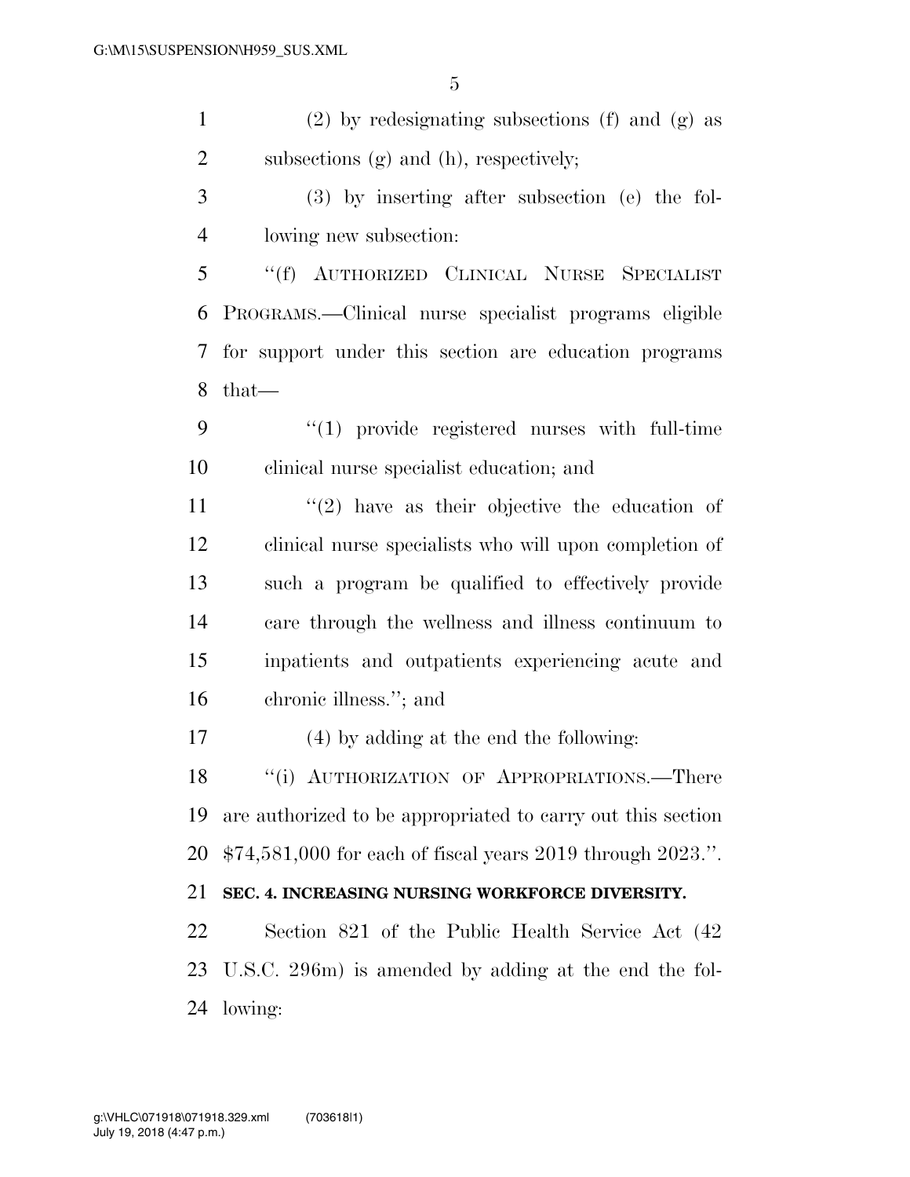(2) by redesignating subsections (f) and (g) as subsections (g) and (h), respectively;

(3) by inserting after subsection (e) the following new subsection:

"(f) AUTHORIZED CLINICAL NURSE SPECIALIST PROGRAMS.—Clinical nurse specialist programs eligible for support under this section are education programs that—

"(1) provide registered nurses with full-time clinical nurse specialist education; and

"(2) have as their objective the education of clinical nurse specialists who will upon completion of such a program be qualified to effectively provide care through the wellness and illness continuum to inpatients and outpatients experiencing acute and chronic illness."; and

(4) by adding at the end the following:

"(i) AUTHORIZATION OF APPROPRIATIONS.—There are authorized to be appropriated to carry out this section $74,581,000 for each of fiscal years 2019 through 2023.".

**SEC. 4. INCREASING NURSING WORKFORCE DIVERSITY.**

Section 821 of the Public Health Service Act (42 U.S.C. 296m) is amended by adding at the end the following: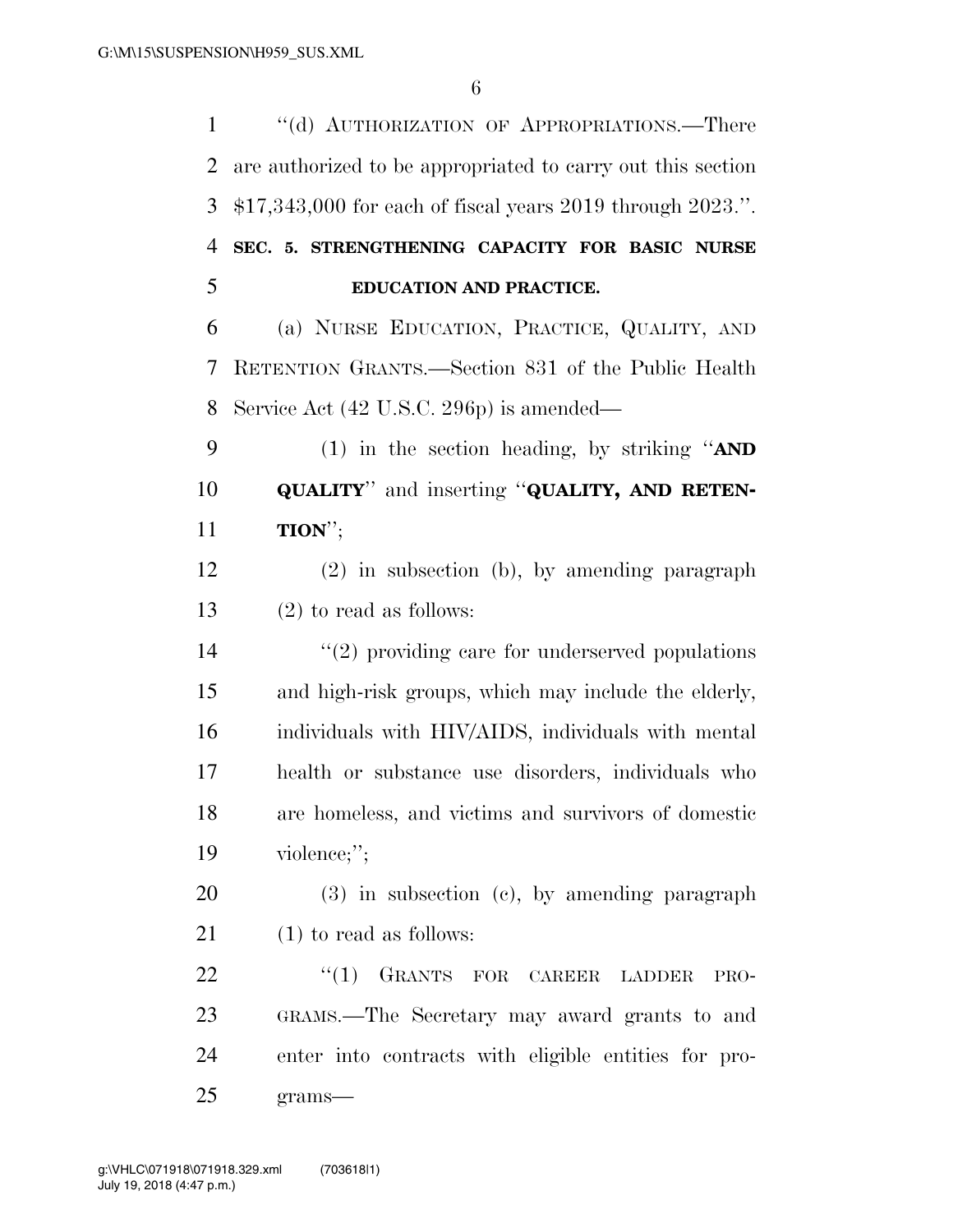"(d) AUTHORIZATION OF APPROPRIATIONS.—There are authorized to be appropriated to carry out this section $17,343,000 for each of fiscal years 2019 through 2023.".

**SEC. 5. STRENGTHENING CAPACITY FOR BASIC NURSE EDUCATION AND PRACTICE.**

(a) NURSE EDUCATION, PRACTICE, QUALITY, AND RETENTION GRANTS.—Section 831 of the Public Health Service Act (42 U.S.C. 296p) is amended—

(1) in the section heading, by striking "**AND QUALITY**" and inserting "**QUALITY, AND RETENTION**";

(2) in subsection (b), by amending paragraph (2) to read as follows:

"(2) providing care for underserved populations and high-risk groups, which may include the elderly, individuals with HIV/AIDS, individuals with mental health or substance use disorders, individuals who are homeless, and victims and survivors of domestic violence;";

(3) in subsection (c), by amending paragraph (1) to read as follows:

"(1) GRANTS FOR CAREER LADDER PROGRAMS.—The Secretary may award grants to and enter into contracts with eligible entities for programs—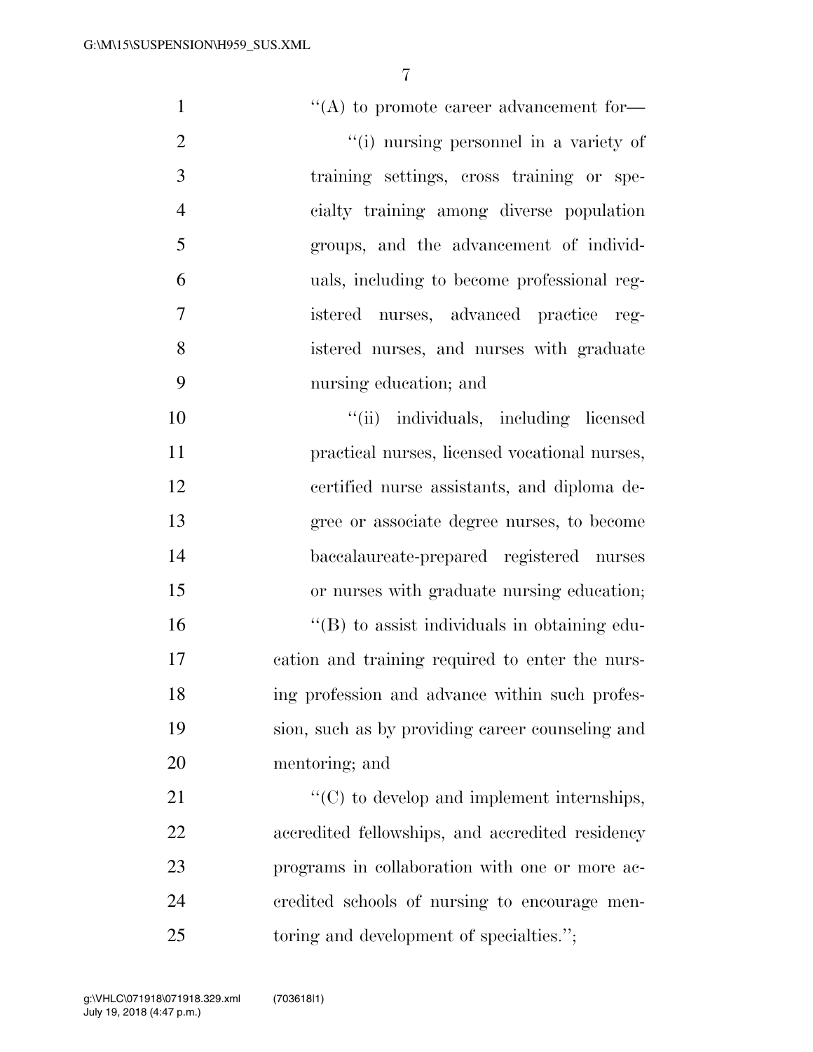''(A) to promote career advancement for—

''(i) nursing personnel in a variety of training settings, cross training or specialty training among diverse population groups, and the advancement of individuals, including to become professional registered nurses, advanced practice registered nurses, and nurses with graduate nursing education; and

''(ii) individuals, including licensed practical nurses, licensed vocational nurses, certified nurse assistants, and diploma degree or associate degree nurses, to become baccalaureate-prepared registered nurses or nurses with graduate nursing education;

''(B) to assist individuals in obtaining education and training required to enter the nursing profession and advance within such profession, such as by providing career counseling and mentoring; and

''(C) to develop and implement internships, accredited fellowships, and accredited residency programs in collaboration with one or more accredited schools of nursing to encourage mentoring and development of specialties.'';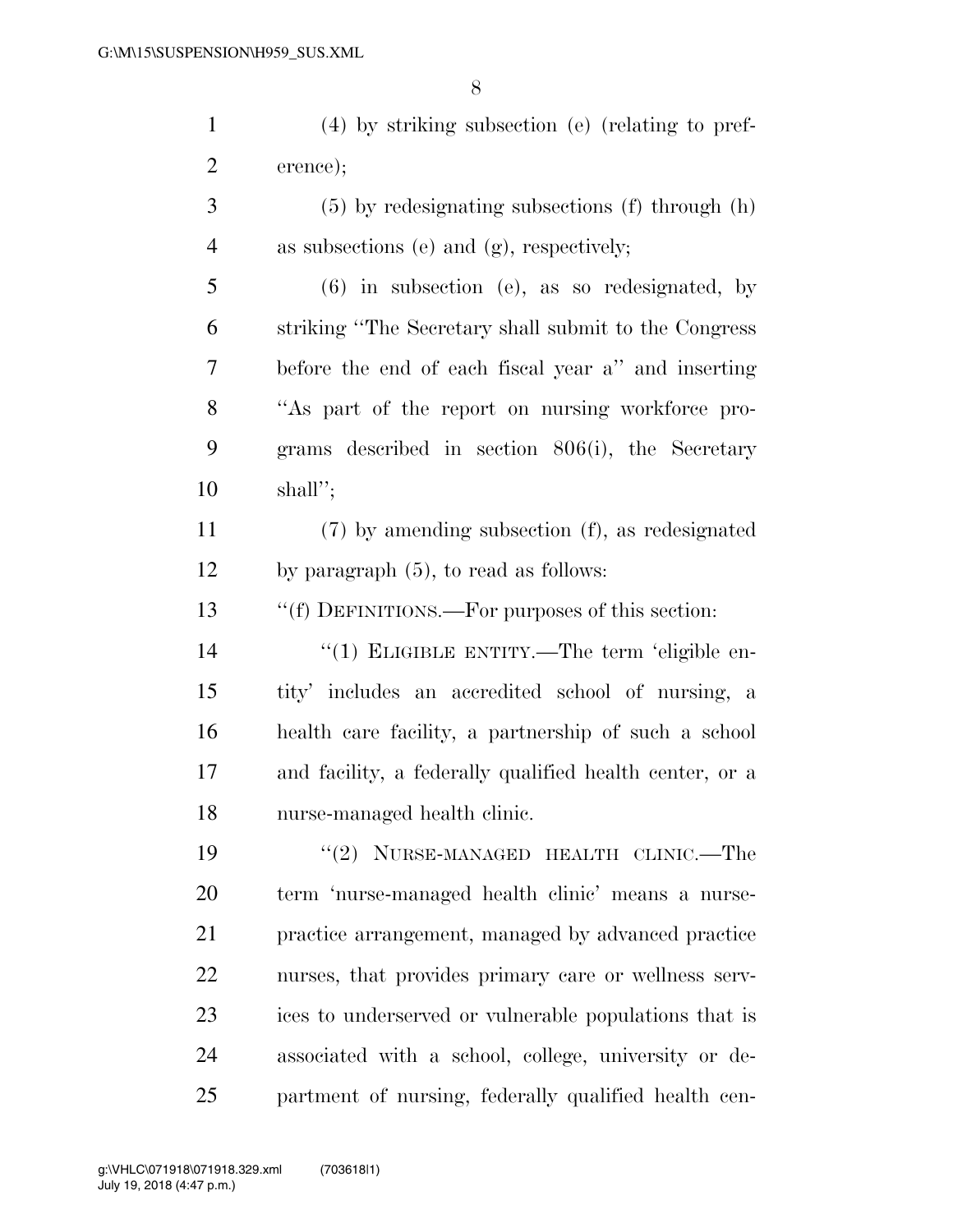(4) by striking subsection (e) (relating to preference);

(5) by redesignating subsections (f) through (h) as subsections (e) and (g), respectively;

(6) in subsection (e), as so redesignated, by striking "The Secretary shall submit to the Congress before the end of each fiscal year a" and inserting "As part of the report on nursing workforce programs described in section 806(i), the Secretary shall";

(7) by amending subsection (f), as redesignated by paragraph (5), to read as follows:

"(f) DEFINITIONS.—For purposes of this section:

"(1) ELIGIBLE ENTITY.—The term 'eligible entity' includes an accredited school of nursing, a health care facility, a partnership of such a school and facility, a federally qualified health center, or a nurse-managed health clinic.

"(2) NURSE-MANAGED HEALTH CLINIC.—The term 'nurse-managed health clinic' means a nurse-practice arrangement, managed by advanced practice nurses, that provides primary care or wellness services to underserved or vulnerable populations that is associated with a school, college, university or department of nursing, federally qualified health cen-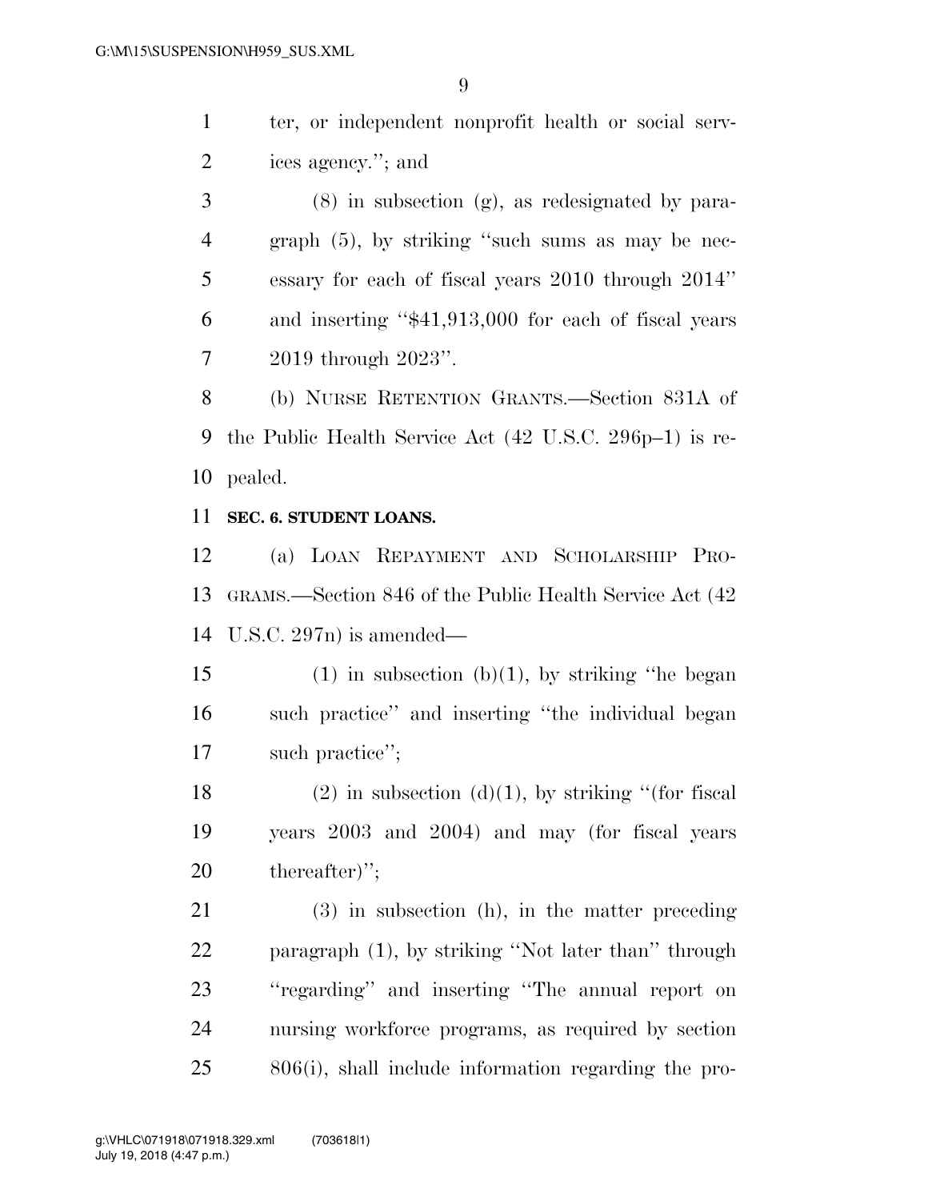ter, or independent nonprofit health or social services agency.''; and

(8) in subsection (g), as redesignated by paragraph (5), by striking ''such sums as may be necessary for each of fiscal years 2010 through 2014'' and inserting ''$41,913,000 for each of fiscal years 2019 through 2023''.

(b) NURSE RETENTION GRANTS.—Section 831A of the Public Health Service Act (42 U.S.C. 296p–1) is repealed.

**SEC. 6. STUDENT LOANS.**

(a) LOAN REPAYMENT AND SCHOLARSHIP PROGRAMS.—Section 846 of the Public Health Service Act (42 U.S.C. 297n) is amended—

(1) in subsection (b)(1), by striking ''he began such practice'' and inserting ''the individual began such practice'';

(2) in subsection (d)(1), by striking ''(for fiscal years 2003 and 2004) and may (for fiscal years thereafter)'';

(3) in subsection (h), in the matter preceding paragraph (1), by striking ''Not later than'' through ''regarding'' and inserting ''The annual report on nursing workforce programs, as required by section 806(i), shall include information regarding the pro-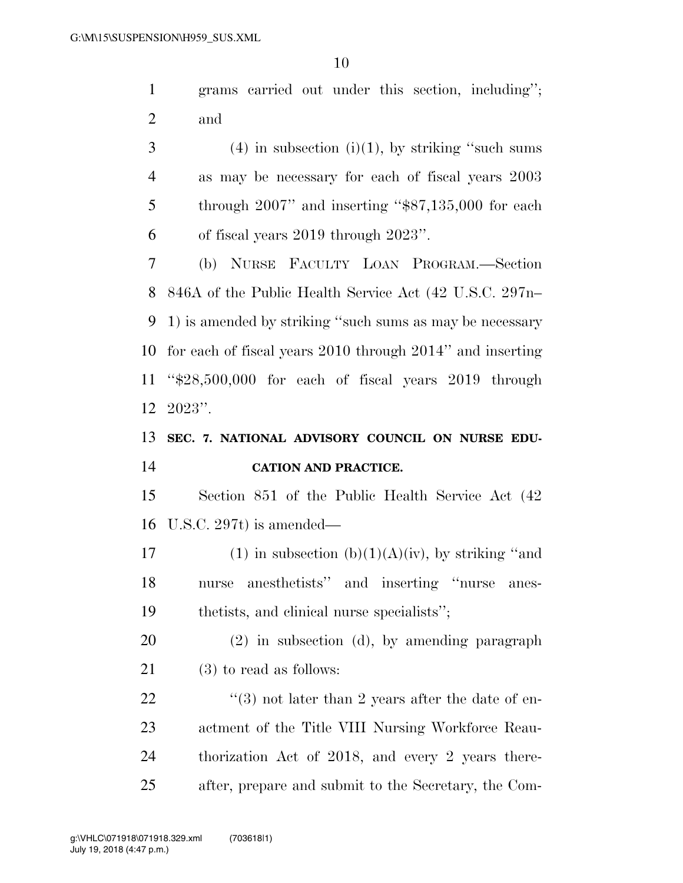grams carried out under this section, including''; and

(4) in subsection (i)(1), by striking ''such sums as may be necessary for each of fiscal years 2003 through 2007'' and inserting ''$87,135,000 for each of fiscal years 2019 through 2023''.

(b) NURSE FACULTY LOAN PROGRAM.—Section 846A of the Public Health Service Act (42 U.S.C. 297n–1) is amended by striking ''such sums as may be necessary for each of fiscal years 2010 through 2014'' and inserting ''$28,500,000 for each of fiscal years 2019 through 2023''.

## SEC. 7. NATIONAL ADVISORY COUNCIL ON NURSE EDUCATION AND PRACTICE.

Section 851 of the Public Health Service Act (42 U.S.C. 297t) is amended—

(1) in subsection (b)(1)(A)(iv), by striking ''and nurse anesthetists'' and inserting ''nurse anesthetists, and clinical nurse specialists'';

(2) in subsection (d), by amending paragraph (3) to read as follows:

''(3) not later than 2 years after the date of enactment of the Title VIII Nursing Workforce Reauthorization Act of 2018, and every 2 years thereafter, prepare and submit to the Secretary, the Com-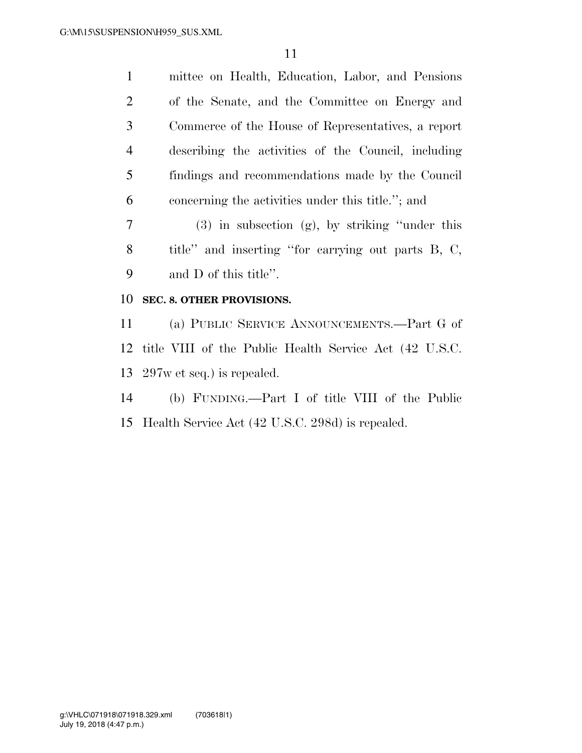mittee on Health, Education, Labor, and Pensions of the Senate, and the Committee on Energy and Commerce of the House of Representatives, a report describing the activities of the Council, including findings and recommendations made by the Council concerning the activities under this title.''; and

(3) in subsection (g), by striking ''under this title'' and inserting ''for carrying out parts B, C, and D of this title''.

**SEC. 8. OTHER PROVISIONS.**

(a) PUBLIC SERVICE ANNOUNCEMENTS.—Part G of title VIII of the Public Health Service Act (42 U.S.C. 297w et seq.) is repealed.

(b) FUNDING.—Part I of title VIII of the Public Health Service Act (42 U.S.C. 298d) is repealed.